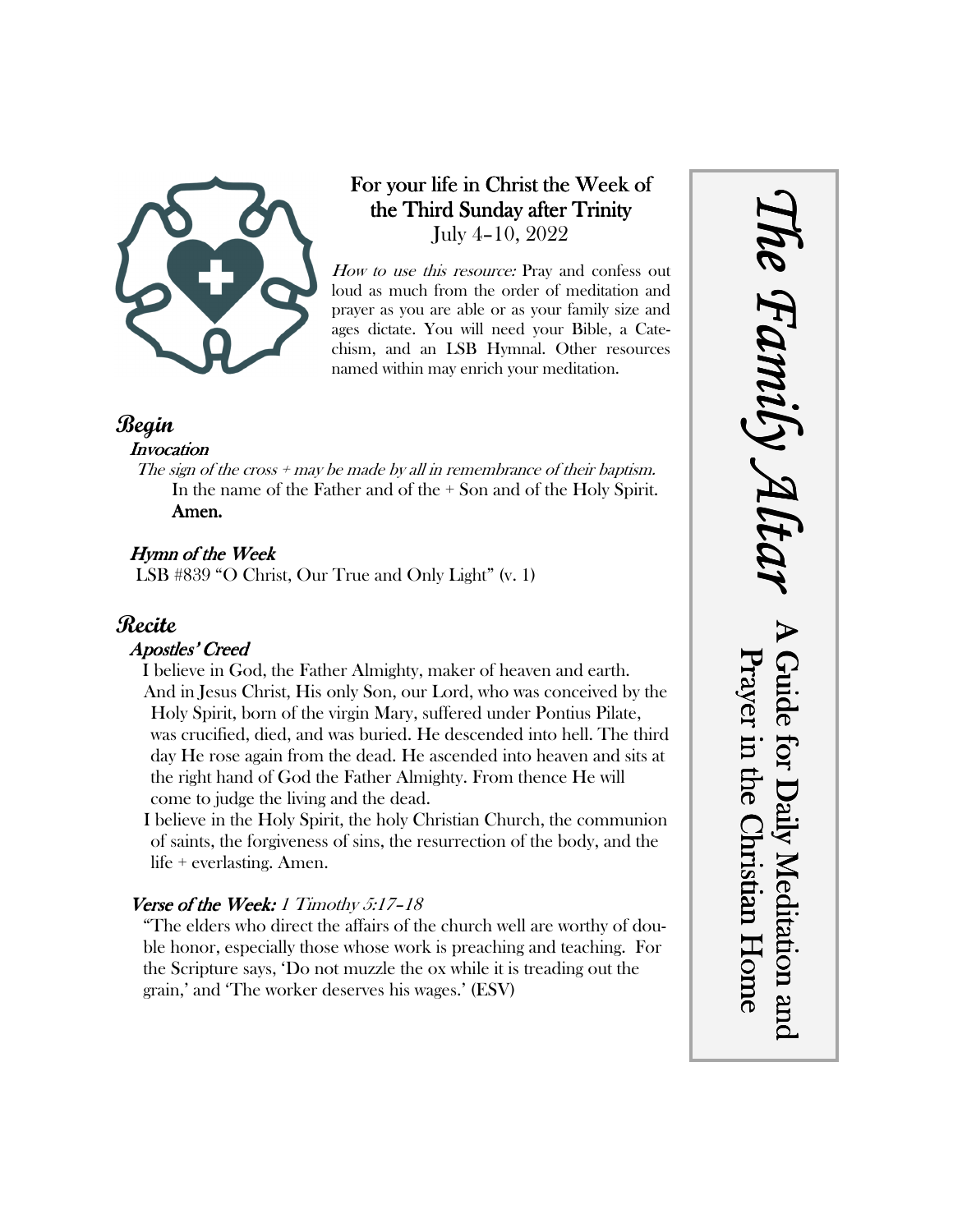# The Family Altar

## A Guide for Daily Meditation and Prayer in the Christian Home

**For your life in Christ the Week of the Third Sunday after Trinity**
July 4–10, 2022

*How to use this resource:* Pray and confess out loud as much from the order of meditation and prayer as you are able or as your family size and ages dictate. You will need your Bible, a Catechism, and an LSB Hymnal. Other resources named within may enrich your meditation.

## Begin

### *Invocation*

*The sign of the cross + may be made by all in remembrance of their baptism.*

In the name of the Father and of the + Son and of the Holy Spirit. **Amen.**

### *Hymn of the Week*

LSB #839 "O Christ, Our True and Only Light" (v. 1)

## Recite

### *Apostles' Creed*

I believe in God, the Father Almighty, maker of heaven and earth.

And in Jesus Christ, His only Son, our Lord, who was conceived by the Holy Spirit, born of the virgin Mary, suffered under Pontius Pilate, was crucified, died, and was buried. He descended into hell. The third day He rose again from the dead. He ascended into heaven and sits at the right hand of God the Father Almighty. From thence He will come to judge the living and the dead.

I believe in the Holy Spirit, the holy Christian Church, the communion of saints, the forgiveness of sins, the resurrection of the body, and the life + everlasting. Amen.

### *Verse of the Week: 1 Timothy 5:17–18*

"The elders who direct the affairs of the church well are worthy of double honor, especially those whose work is preaching and teaching. For the Scripture says, 'Do not muzzle the ox while it is treading out the grain,' and 'The worker deserves his wages.' (ESV)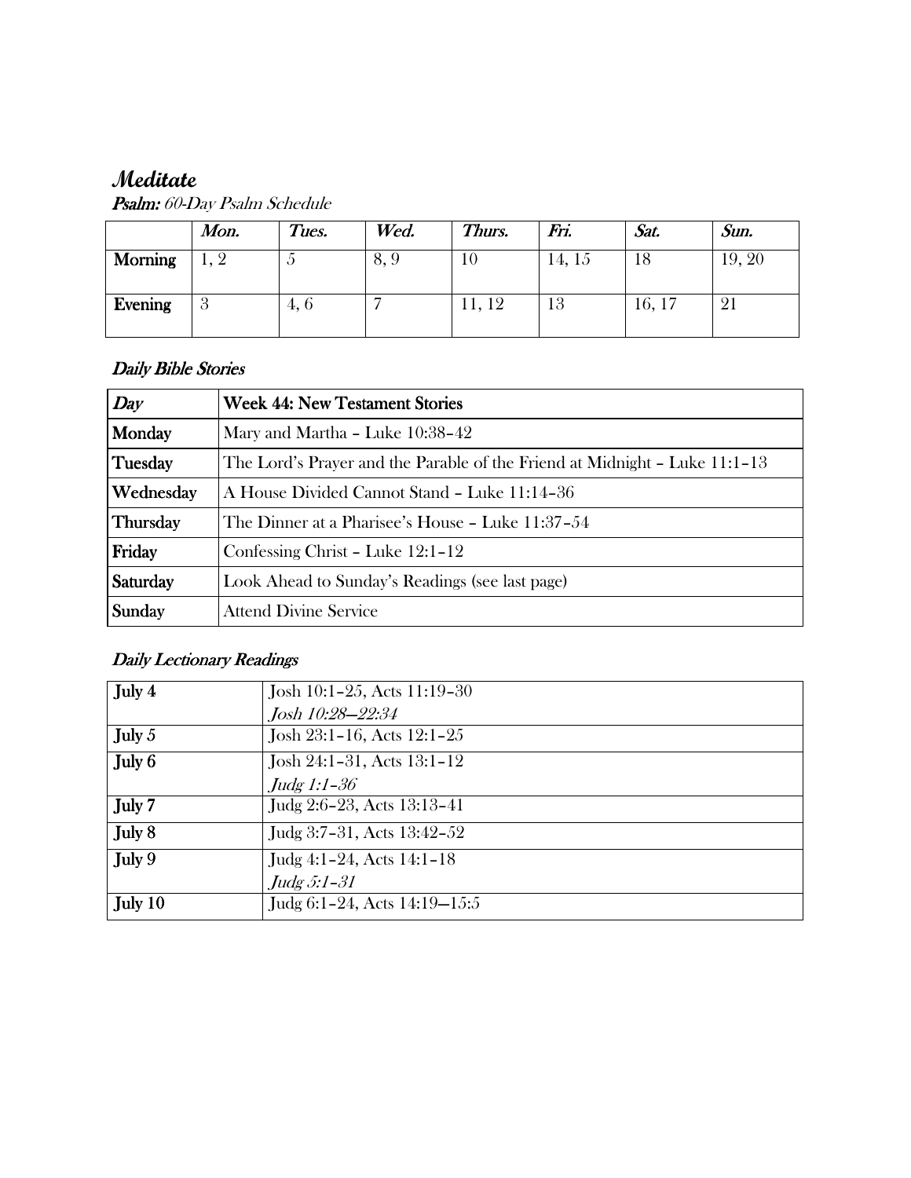# *Meditate*

***Psalm:*** *60-Day Psalm Schedule*

| | *Mon.* | *Tues.* | *Wed.* | *Thurs.* | *Fri.* | *Sat.* | *Sun.* |
|---|---|---|---|---|---|---|---|
| **Morning** | 1, 2 | 5 | 8, 9 | 10 | 14, 15 | 18 | 19, 20 |
| **Evening** | 3 | 4, 6 | 7 | 11, 12 | 13 | 16, 17 | 21 |

### *Daily Bible Stories*

| *Day* | **Week 44: New Testament Stories** |
|---|---|
| **Monday** | Mary and Martha – Luke 10:38–42 |
| **Tuesday** | The Lord's Prayer and the Parable of the Friend at Midnight – Luke 11:1–13 |
| **Wednesday** | A House Divided Cannot Stand – Luke 11:14–36 |
| **Thursday** | The Dinner at a Pharisee's House – Luke 11:37–54 |
| **Friday** | Confessing Christ – Luke 12:1–12 |
| **Saturday** | Look Ahead to Sunday's Readings (see last page) |
| **Sunday** | Attend Divine Service |

### *Daily Lectionary Readings*

| | |
|---|---|
| **July 4** | Josh 10:1–25, Acts 11:19–30<br>*Josh 10:28—22:34* |
| **July 5** | Josh 23:1–16, Acts 12:1–25 |
| **July 6** | Josh 24:1–31, Acts 13:1–12<br>*Judg 1:1–36* |
| **July 7** | Judg 2:6–23, Acts 13:13–41 |
| **July 8** | Judg 3:7–31, Acts 13:42–52 |
| **July 9** | Judg 4:1–24, Acts 14:1–18<br>*Judg 5:1–31* |
| **July 10** | Judg 6:1–24, Acts 14:19—15:5 |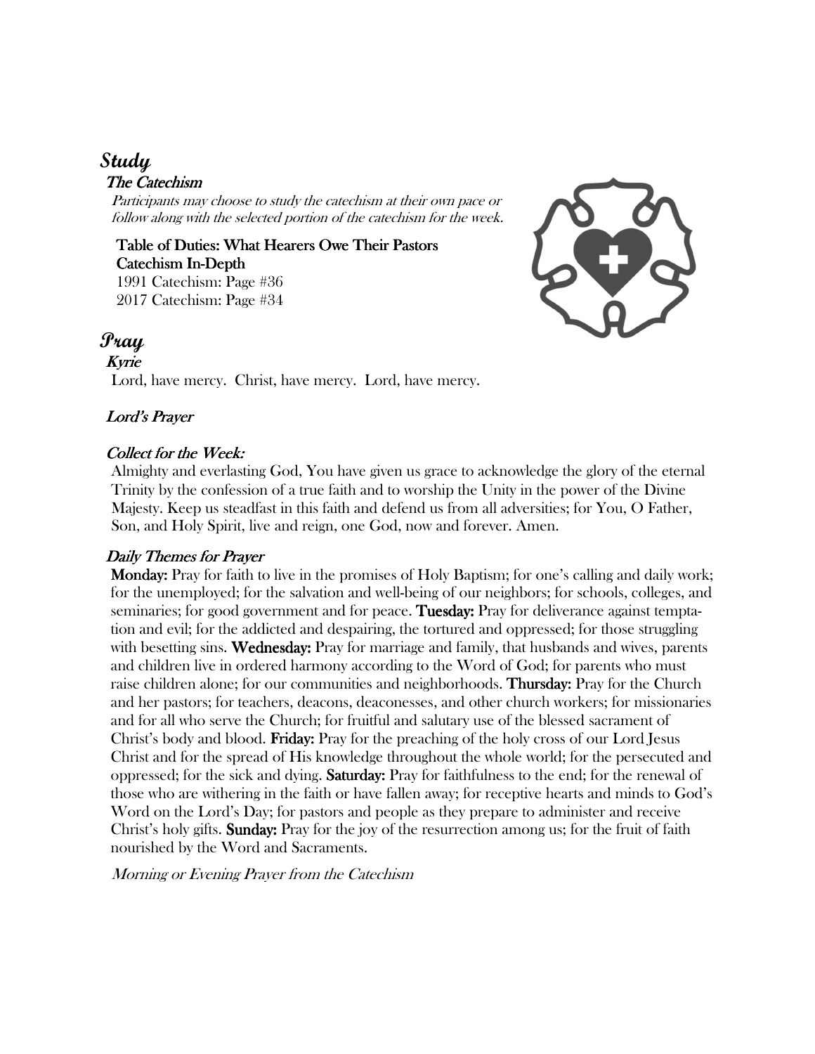# Study

## The Catechism

*Participants may choose to study the catechism at their own pace or follow along with the selected portion of the catechism for the week.*

**Table of Duties: What Hearers Owe Their Pastors**
**Catechism In-Depth**
1991 Catechism: Page #36
2017 Catechism: Page #34

# Pray

## Kyrie

Lord, have mercy. Christ, have mercy. Lord, have mercy.

## Lord's Prayer

## Collect for the Week:

Almighty and everlasting God, You have given us grace to acknowledge the glory of the eternal Trinity by the confession of a true faith and to worship the Unity in the power of the Divine Majesty. Keep us steadfast in this faith and defend us from all adversities; for You, O Father, Son, and Holy Spirit, live and reign, one God, now and forever. Amen.

## Daily Themes for Prayer

**Monday:** Pray for faith to live in the promises of Holy Baptism; for one's calling and daily work; for the unemployed; for the salvation and well-being of our neighbors; for schools, colleges, and seminaries; for good government and for peace. **Tuesday:** Pray for deliverance against temptation and evil; for the addicted and despairing, the tortured and oppressed; for those struggling with besetting sins. **Wednesday:** Pray for marriage and family, that husbands and wives, parents and children live in ordered harmony according to the Word of God; for parents who must raise children alone; for our communities and neighborhoods. **Thursday:** Pray for the Church and her pastors; for teachers, deacons, deaconesses, and other church workers; for missionaries and for all who serve the Church; for fruitful and salutary use of the blessed sacrament of Christ's body and blood. **Friday:** Pray for the preaching of the holy cross of our Lord Jesus Christ and for the spread of His knowledge throughout the whole world; for the persecuted and oppressed; for the sick and dying. **Saturday:** Pray for faithfulness to the end; for the renewal of those who are withering in the faith or have fallen away; for receptive hearts and minds to God's Word on the Lord's Day; for pastors and people as they prepare to administer and receive Christ's holy gifts. **Sunday:** Pray for the joy of the resurrection among us; for the fruit of faith nourished by the Word and Sacraments.

*Morning or Evening Prayer from the Catechism*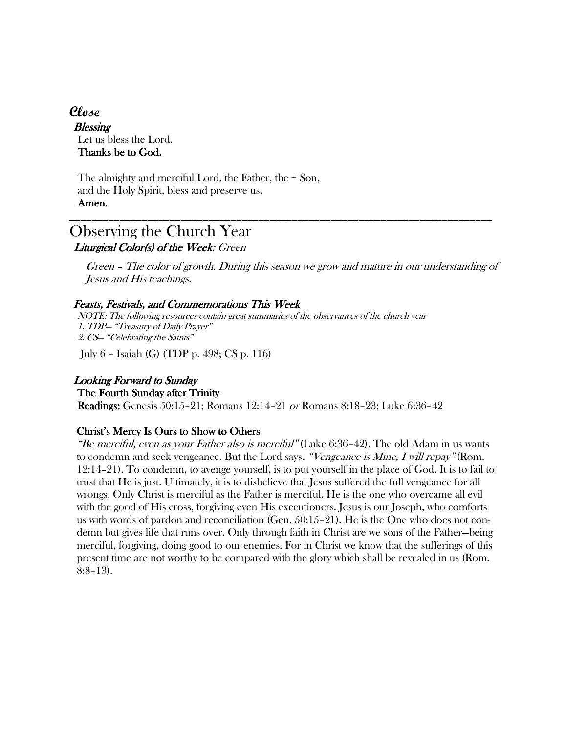## *Close*

***Blessing***

Let us bless the Lord.
**Thanks be to God.**

The almighty and merciful Lord, the Father, the + Son, and the Holy Spirit, bless and preserve us.
**Amen.**

---

# Observing the Church Year

***Liturgical Color(s) of the Week**: Green*

*Green – The color of growth. During this season we grow and mature in our understanding of Jesus and His teachings.*

### *Feasts, Festivals, and Commemorations This Week*

*NOTE: The following resources contain great summaries of the observances of the church year*
*1. TDP— "Treasury of Daily Prayer"*
*2. CS— "Celebrating the Saints"*

July 6 – Isaiah (G) (TDP p. 498; CS p. 116)

### *Looking Forward to Sunday*

**The Fourth Sunday after Trinity**
**Readings:** Genesis 50:15–21; Romans 12:14–21 *or* Romans 8:18–23; Luke 6:36–42

**Christ's Mercy Is Ours to Show to Others**

*"Be merciful, even as your Father also is merciful"* (Luke 6:36–42). The old Adam in us wants to condemn and seek vengeance. But the Lord says, *"Vengeance is Mine, I will repay"* (Rom. 12:14–21). To condemn, to avenge yourself, is to put yourself in the place of God. It is to fail to trust that He is just. Ultimately, it is to disbelieve that Jesus suffered the full vengeance for all wrongs. Only Christ is merciful as the Father is merciful. He is the one who overcame all evil with the good of His cross, forgiving even His executioners. Jesus is our Joseph, who comforts us with words of pardon and reconciliation (Gen. 50:15–21). He is the One who does not condemn but gives life that runs over. Only through faith in Christ are we sons of the Father—being merciful, forgiving, doing good to our enemies. For in Christ we know that the sufferings of this present time are not worthy to be compared with the glory which shall be revealed in us (Rom. 8:8–13).